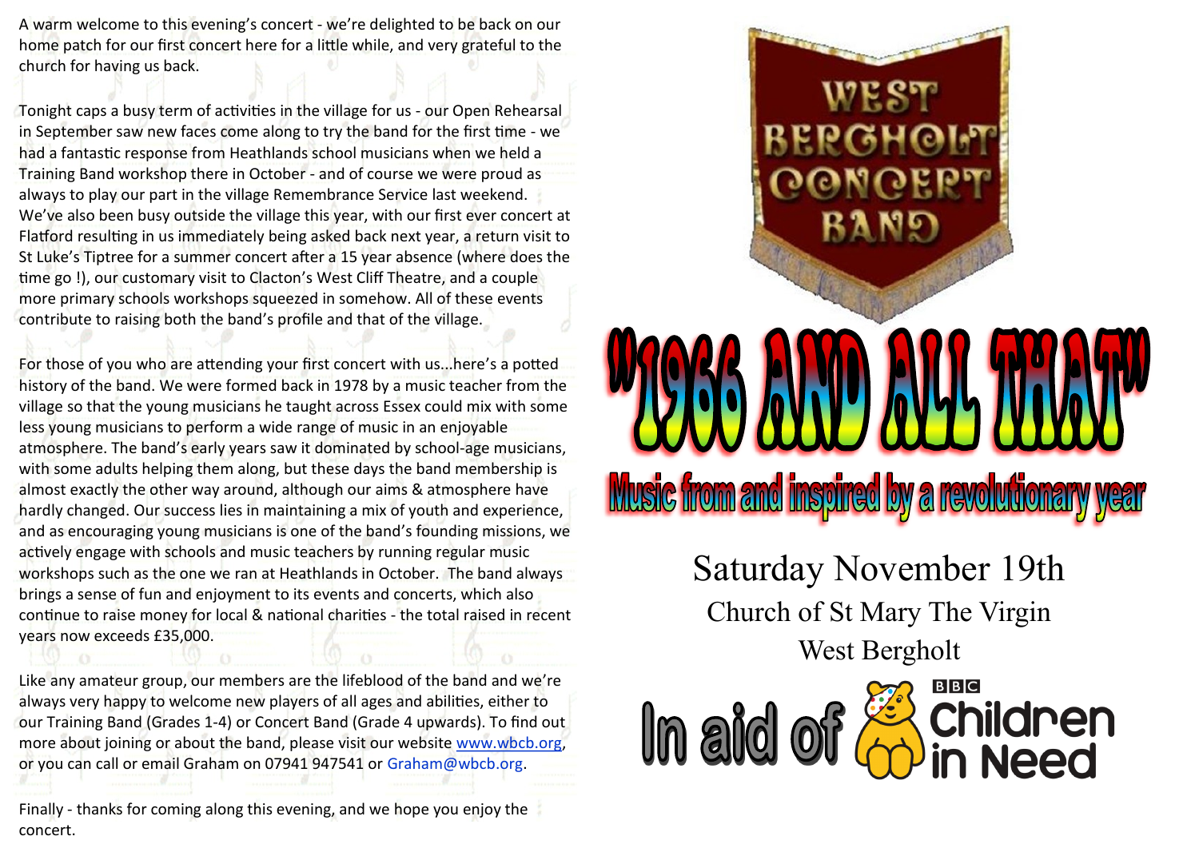A warm welcome to this evening's concert - we're delighted to be back on our home patch for our first concert here for a little while, and very grateful to the church for having us back.

Tonight caps a busy term of activities in the village for us - our Open Rehearsal in September saw new faces come along to try the band for the first time - we had a fantastic response from Heathlands school musicians when we held a Training Band workshop there in October - and of course we were proud as always to play our part in the village Remembrance Service last weekend. We've also been busy outside the village this year, with our first ever concert at Flatford resulting in us immediately being asked back next year, a return visit to St Luke's Tiptree for a summer concert after a 15 year absence (where does the time go !), our customary visit to Clacton's West Cliff Theatre, and a couple more primary schools workshops squeezed in somehow. All of these events contribute to raising both the band's profile and that of the village.

For those of you who are attending your first concert with us...here's a potted history of the band. We were formed back in 1978 by a music teacher from the village so that the young musicians he taught across Essex could mix with some less young musicians to perform a wide range of music in an enjoyable atmosphere. The band's early years saw it dominated by school-age musicians, with some adults helping them along, but these days the band membership is almost exactly the other way around, although our aims & atmosphere have hardly changed. Our success lies in maintaining a mix of youth and experience, and as encouraging young musicians is one of the band's founding missions, we actively engage with schools and music teachers by running regular music workshops such as the one we ran at Heathlands in October. The band always brings a sense of fun and enjoyment to its events and concerts, which also continue to raise money for local & national charities - the total raised in recent years now exceeds £35,000.

Like any amateur group, our members are the lifeblood of the band and we're always very happy to welcome new players of all ages and abilities, either to our Training Band (Grades 1-4) or Concert Band (Grade 4 upwards). To find out more about joining or about the band, please visit our website [www.wbcb.org](http://www.wbcb.org), or you can call or email Graham on 07941 947541 or Graham@wbcb.org.

Finally - thanks for coming along this evening, and we hope you enjoy the concert.

# West Bergholt Concert Band

# "1966 AND ALL THAT"

## Music from and inspired by a revolutionary year

Saturday November 19th

Church of St Mary The Virgin

West Bergholt

In aid of BBC Children in Need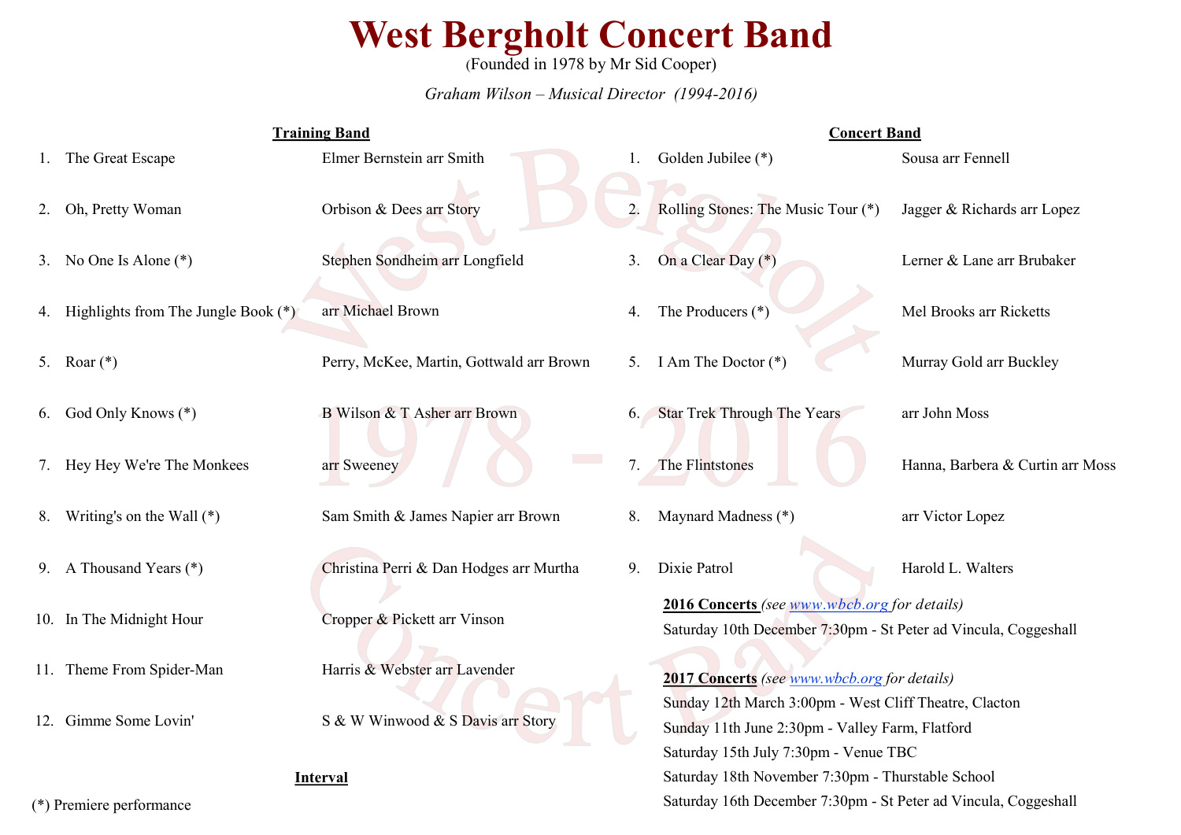# West Bergholt Concert Band

(Founded in 1978 by Mr Sid Cooper)

*Graham Wilson – Musical Director (1994-2016)*

## Training Band

1. The Great Escape — Elmer Bernstein arr Smith
2. Oh, Pretty Woman — Orbison & Dees arr Story
3. No One Is Alone (*) — Stephen Sondheim arr Longfield
4. Highlights from The Jungle Book (*) — arr Michael Brown
5. Roar (*) — Perry, McKee, Martin, Gottwald arr Brown
6. God Only Knows (*) — B Wilson & T Asher arr Brown
7. Hey Hey We're The Monkees — arr Sweeney
8. Writing's on the Wall (*) — Sam Smith & James Napier arr Brown
9. A Thousand Years (*) — Christina Perri & Dan Hodges arr Murtha
10. In The Midnight Hour — Cropper & Pickett arr Vinson
11. Theme From Spider-Man — Harris & Webster arr Lavender
12. Gimme Some Lovin' — S & W Winwood & S Davis arr Story

**Interval**

(*) Premiere performance

## Concert Band

1. Golden Jubilee (*) — Sousa arr Fennell
2. Rolling Stones: The Music Tour (*) — Jagger & Richards arr Lopez
3. On a Clear Day (*) — Lerner & Lane arr Brubaker
4. The Producers (*) — Mel Brooks arr Ricketts
5. I Am The Doctor (*) — Murray Gold arr Buckley
6. Star Trek Through The Years — arr John Moss
7. The Flintstones — Hanna, Barbera & Curtin arr Moss
8. Maynard Madness (*) — arr Victor Lopez
9. Dixie Patrol — Harold L. Walters

**2016 Concerts** *(see www.wbcb.org for details)*

Saturday 10th December 7:30pm - St Peter ad Vincula, Coggeshall

**2017 Concerts** *(see www.wbcb.org for details)*

Sunday 12th March 3:00pm - West Cliff Theatre, Clacton
Sunday 11th June 2:30pm - Valley Farm, Flatford
Saturday 15th July 7:30pm - Venue TBC
Saturday 18th November 7:30pm - Thurstable School
Saturday 16th December 7:30pm - St Peter ad Vincula, Coggeshall